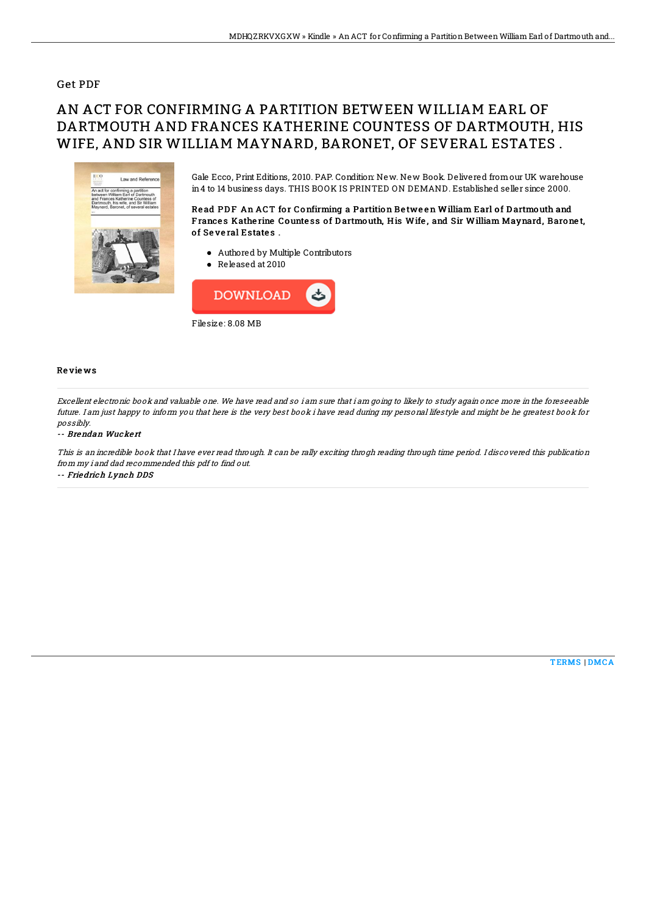Get PDF

# AN ACT FOR CONFIRMING A PARTITION BETWEEN WILLIAM EARL OF DARTMOUTH AND FRANCES KATHERINE COUNTESS OF DARTMOUTH, HIS WIFE, AND SIR WILLIAM MAYNARD, BARONET, OF SEVERAL ESTATES .

Gale Ecco, Print Editions, 2010. PAP. Condition: New. New Book. Delivered from our UK warehouse in 4 to 14 business days. THIS BOOK IS PRINTED ON DEMAND. Established seller since 2000.

**Read PDF An ACT for Confirming a Partition Between William Earl of Dartmouth and Frances Katherine Countess of Dartmouth, His Wife, and Sir William Maynard, Baronet, of Several Estates .**

- Authored by Multiple Contributors
- Released at 2010

DOWNLOAD

Filesize: 8.08 MB

## Reviews

*Excellent electronic book and valuable one. We have read and so i am sure that i am going to likely to study again once more in the foreseeable future. I am just happy to inform you that here is the very best book i have read during my personal lifestyle and might be he greatest book for possibly.*

-- ***Brendan Wuckert***

*This is an incredible book that I have ever read through. It can be rally exciting throgh reading through time period. I discovered this publication from my i and dad recommended this pdf to find out.*

-- ***Friedrich Lynch DDS***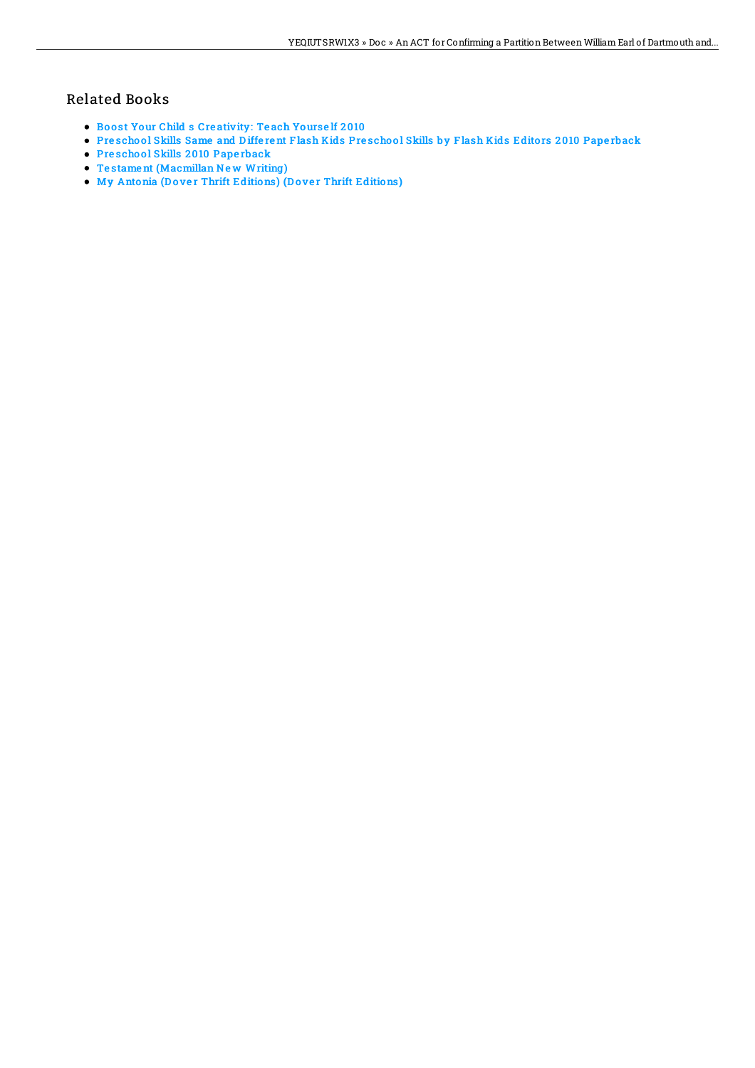## Related Books

- Boost Your Child s Creativity: Teach Yourself 2010
- Preschool Skills Same and Different Flash Kids Preschool Skills by Flash Kids Editors 2010 Paperback
- Preschool Skills 2010 Paperback
- Testament (Macmillan New Writing)
- My Antonia (Dover Thrift Editions) (Dover Thrift Editions)